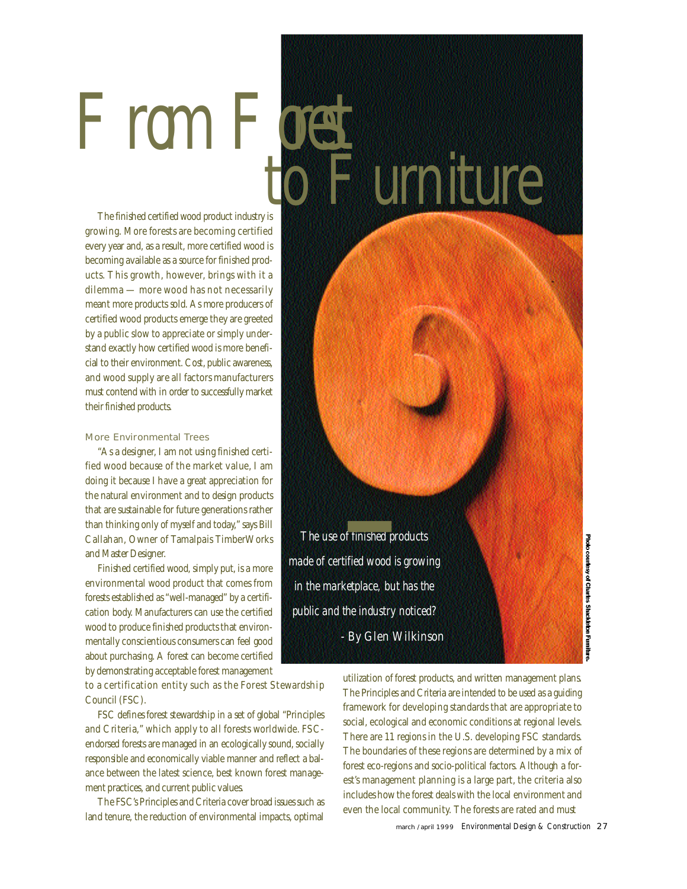# From Forest to Furniture

*The use of finished products made of certified wood is growing in the marketplace, but has the public and the industry noticed?*

*- By Glen Wilkinson*

The finished certified wood product industry is growing. More forests are becoming certified every year and, as a result, more certified wood is becoming available as a source for finished products. This growth, however, brings with it a dilemma — more wood has not necessarily meant more products sold. As more producers of certified wood products emerge they are greeted by a public slow to appreciate or simply understand exactly how certified wood is more beneficial to their environment. Cost, public awareness, and wood supply are all factors manufacturers must contend with in order to successfully market their finished products.

## More Environmental Trees

"As a designer, I am not using finished certified wood because of the market value, I am doing it because I have a great appreciation for the natural environment and to design products that are sustainable for future generations rather than thinking only of myself and today," says Bill Callahan, Owner of Tamalpais TimberWorks and Master Designer.

Finished certified wood, simply put, is a more environmental wood product that comes from forests established as "well-managed" by a certification body. Manufacturers can use the certified wood to produce finished products that environmentally conscientious consumers can feel good about purchasing. A forest can become certified by demonstrating acceptable forest management to a certification entity such as the Forest Stewardship Council (FSC).

FSC defines forest stewardship in a set of global "Principles and Criteria," which apply to all forests worldwide. FSC-endorsed forests are managed in an ecologically sound, socially responsible and economically viable manner and reflect a balance between the latest science, best known forest management practices, and current public values.

The FSC's Principles and Criteria cover broad issues such as land tenure, the reduction of environmental impacts, optimal utilization of forest products, and written management plans. The Principles and Criteria are intended to be used as a guiding framework for developing standards that are appropriate to social, ecological and economic conditions at regional levels. There are 11 regions in the U.S. developing FSC standards. The boundaries of these regions are determined by a mix of forest eco-regions and socio-political factors. Although a forest's management planning is a large part, the criteria also includes how the forest deals with the local environment and even the local community. The forests are rated and must

Photo courtesy of Charles Shackleton Furniture.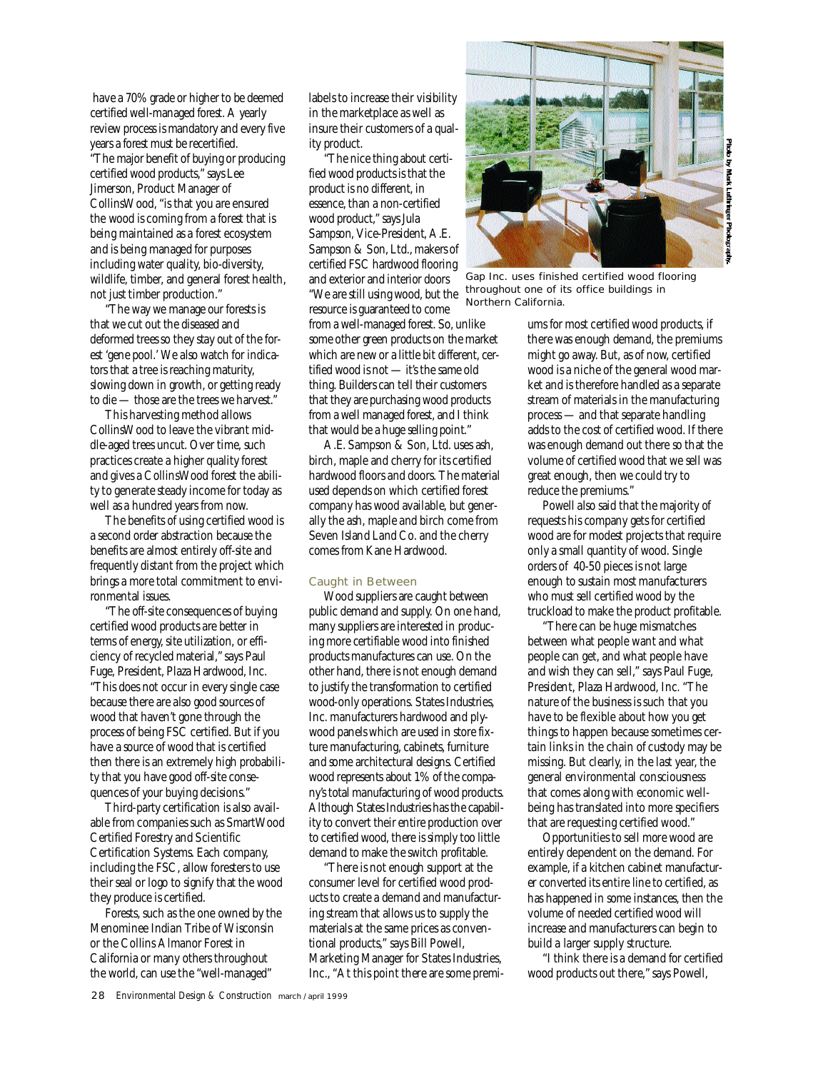have a 70% grade or higher to be deemed certified well-managed forest. A yearly review process is mandatory and every five years a forest must be recertified.

"The major benefit of buying or producing certified wood products," says Lee Jimerson, Product Manager of CollinsWood, "is that you are ensured the wood is coming from a forest that is being maintained as a forest ecosystem and is being managed for purposes including water quality, bio-diversity, wildlife, timber, and general forest health, not just timber production."

"The way we manage our forests is that we cut out the diseased and deformed trees so they stay out of the forest 'gene pool.' We also watch for indicators that a tree is reaching maturity, slowing down in growth, or getting ready to die — those are the trees we harvest."

This harvesting method allows CollinsWood to leave the vibrant middle-aged trees uncut. Over time, such practices create a higher quality forest and gives a CollinsWood forest the ability to generate steady income for today as well as a hundred years from now.

The benefits of using certified wood is a second order abstraction because the benefits are almost entirely off-site and frequently distant from the project which brings a more total commitment to environmental issues.

"The off-site consequences of buying certified wood products are better in terms of energy, site utilization, or efficiency of recycled material," says Paul Fuge, President, Plaza Hardwood, Inc. "This does not occur in every single case because there are also good sources of wood that haven't gone through the process of being FSC certified. But if you have a source of wood that is certified then there is an extremely high probability that you have good off-site consequences of your buying decisions."

Third-party certification is also available from companies such as SmartWood Certified Forestry and Scientific Certification Systems. Each company, including the FSC, allow foresters to use their seal or logo to signify that the wood they produce is certified.

Forests, such as the one owned by the Menominee Indian Tribe of Wisconsin or the Collins Almanor Forest in California or many others throughout the world, can use the "well-managed" labels to increase their visibility in the marketplace as well as insure their customers of a quality product.

"The nice thing about certified wood products is that the product is no different, in essence, than a non-certified wood product," says Jula Sampson, Vice-President, A.E. Sampson & Son, Ltd., makers of certified FSC hardwood flooring and exterior and interior doors "We are still using wood, but the resource is guaranteed to come from a well-managed forest. So, unlike some other green products on the market which are new or a little bit different, certified wood is not — it's the same old thing. Builders can tell their customers that they are purchasing wood products from a well managed forest, and I think that would be a huge selling point."

A.E. Sampson & Son, Ltd. uses ash, birch, maple and cherry for its certified hardwood floors and doors. The material used depends on which certified forest company has wood available, but generally the ash, maple and birch come from Seven Island Land Co. and the cherry comes from Kane Hardwood.

Gap Inc. uses finished certified wood flooring throughout one of its office buildings in Northern California.

Photo by Mark Luthringer Photography.

### Caught in Between

Wood suppliers are caught between public demand and supply. On one hand, many suppliers are interested in producing more certifiable wood into finished products manufactures can use. On the other hand, there is not enough demand to justify the transformation to certified wood-only operations. States Industries, Inc. manufacturers hardwood and plywood panels which are used in store fixture manufacturing, cabinets, furniture and some architectural designs. Certified wood represents about 1% of the company's total manufacturing of wood products. Although States Industries has the capability to convert their entire production over to certified wood, there is simply too little demand to make the switch profitable.

"There is not enough support at the consumer level for certified wood products to create a demand and manufacturing stream that allows us to supply the materials at the same prices as conventional products," says Bill Powell, Marketing Manager for States Industries, Inc., "At this point there are some premiums for most certified wood products, if there was enough demand, the premiums might go away. But, as of now, certified wood is a niche of the general wood market and is therefore handled as a separate stream of materials in the manufacturing process — and that separate handling adds to the cost of certified wood. If there was enough demand out there so that the volume of certified wood that we sell was great enough, then we could try to reduce the premiums."

Powell also said that the majority of requests his company gets for certified wood are for modest projects that require only a small quantity of wood. Single orders of 40-50 pieces is not large enough to sustain most manufacturers who must sell certified wood by the truckload to make the product profitable.

"There can be huge mismatches between what people want and what people can get, and what people have and wish they can sell," says Paul Fuge, President, Plaza Hardwood, Inc. "The nature of the business is such that you have to be flexible about how you get things to happen because sometimes certain links in the chain of custody may be missing. But clearly, in the last year, the general environmental consciousness that comes along with economic well-being has translated into more specifiers that are requesting certified wood."

Opportunities to sell more wood are entirely dependent on the demand. For example, if a kitchen cabinet manufacturer converted its entire line to certified, as has happened in some instances, then the volume of needed certified wood will increase and manufacturers can begin to build a larger supply structure.

"I think there is a demand for certified wood products out there," says Powell,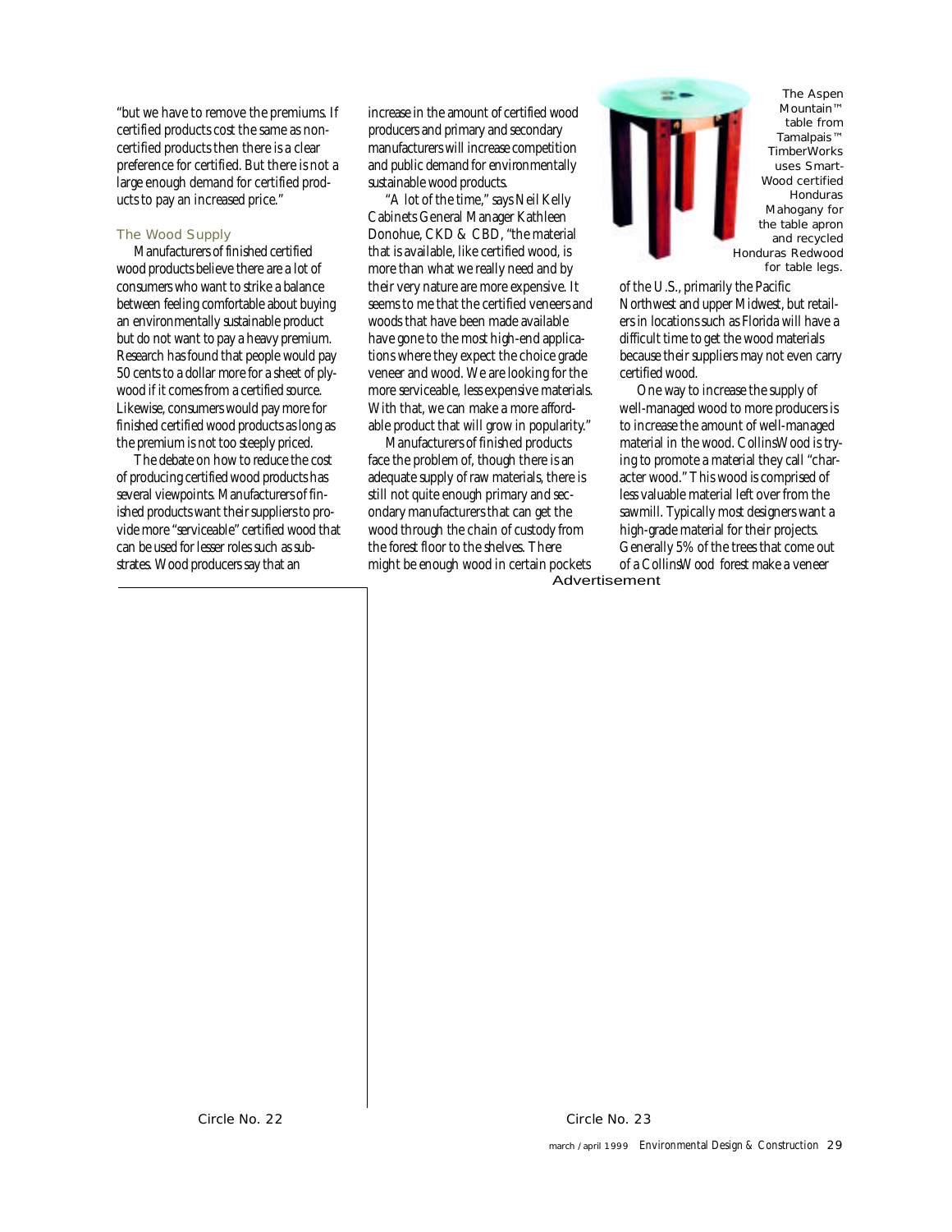"but we have to remove the premiums. If certified products cost the same as non-certified products then there is a clear preference for certified. But there is not a large enough demand for certified products to pay an increased price."

### The Wood Supply

Manufacturers of finished certified wood products believe there are a lot of consumers who want to strike a balance between feeling comfortable about buying an environmentally sustainable product but do not want to pay a heavy premium. Research has found that people would pay 50 cents to a dollar more for a sheet of plywood if it comes from a certified source. Likewise, consumers would pay more for finished certified wood products as long as the premium is not too steeply priced.

The debate on how to reduce the cost of producing certified wood products has several viewpoints. Manufacturers of finished products want their suppliers to provide more "serviceable" certified wood that can be used for lesser roles such as substrates. Wood producers say that an increase in the amount of certified wood producers and primary and secondary manufacturers will increase competition and public demand for environmentally sustainable wood products.

"A lot of the time," says Neil Kelly Cabinets General Manager Kathleen Donohue, CKD & CBD, "the material that is available, like certified wood, is more than what we really need and by their very nature are more expensive. It seems to me that the certified veneers and woods that have been made available have gone to the most high-end applications where they expect the choice grade veneer and wood. We are looking for the more serviceable, less expensive materials. With that, we can make a more affordable product that will grow in popularity."

Manufacturers of finished products face the problem of, though there is an adequate supply of raw materials, there is still not quite enough primary and secondary manufacturers that can get the wood through the chain of custody from the forest floor to the shelves. There might be enough wood in certain pockets of the U.S., primarily the Pacific Northwest and upper Midwest, but retailers in locations such as Florida will have a difficult time to get the wood materials because their suppliers may not even carry certified wood.

The Aspen Mountain™ table from Tamalpais™ TimberWorks uses SmartWood certified Honduras Mahogany for the table apron and recycled Honduras Redwood for table legs.

One way to increase the supply of well-managed wood to more producers is to increase the amount of well-managed material in the wood. CollinsWood is trying to promote a material they call "character wood." This wood is comprised of less valuable material left over from the sawmill. Typically most designers want a high-grade material for their projects. Generally 5% of the trees that come out of a CollinsWood forest make a veneer

Advertisement

Circle No. 22

Circle No. 23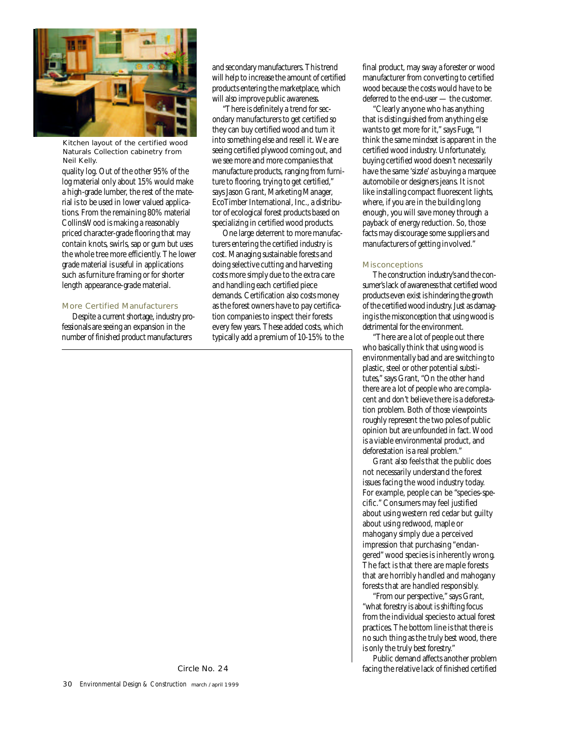Kitchen layout of the certified wood Naturals Collection cabinetry from Neil Kelly.

quality log. Out of the other 95% of the log material only about 15% would make a high-grade lumber, the rest of the material is to be used in lower valued applications. From the remaining 80% material CollinsWood is making a reasonably priced character-grade flooring that may contain knots, swirls, sap or gum but uses the whole tree more efficiently. The lower grade material is useful in applications such as furniture framing or for shorter length appearance-grade material.

## More Certified Manufacturers

Despite a current shortage, industry professionals are seeing an expansion in the number of finished product manufacturers and secondary manufacturers. This trend will help to increase the amount of certified products entering the marketplace, which will also improve public awareness.

"There is definitely a trend for secondary manufacturers to get certified so they can buy certified wood and turn it into something else and resell it. We are seeing certified plywood coming out, and we see more and more companies that manufacture products, ranging from furniture to flooring, trying to get certified," says Jason Grant, Marketing Manager, EcoTimber International, Inc., a distributor of ecological forest products based on specializing in certified wood products.

One large deterrent to more manufacturers entering the certified industry is cost. Managing sustainable forests and doing selective cutting and harvesting costs more simply due to the extra care and handling each certified piece demands. Certification also costs money as the forest owners have to pay certification companies to inspect their forests every few years. These added costs, which typically add a premium of 10-15% to the final product, may sway a forester or wood manufacturer from converting to certified wood because the costs would have to be deferred to the end-user — the customer.

"Clearly anyone who has anything that is distinguished from anything else wants to get more for it," says Fuge, "I think the same mindset is apparent in the certified wood industry. Unfortunately, buying certified wood doesn't necessarily have the same 'sizzle' as buying a marquee automobile or designers jeans. It is not like installing compact fluorescent lights, where, if you are in the building long enough, you will save money through a payback of energy reduction. So, those facts may discourage some suppliers and manufacturers of getting involved."

## Misconceptions

The construction industry's and the consumer's lack of awareness that certified wood products even exist is hindering the growth of the certified wood industry. Just as damaging is the misconception that using wood is detrimental for the environment.

"There are a lot of people out there who basically think that using wood is environmentally bad and are switching to plastic, steel or other potential substitutes," says Grant, "On the other hand there are a lot of people who are complacent and don't believe there is a deforestation problem. Both of those viewpoints roughly represent the two poles of public opinion but are unfounded in fact. Wood is a viable environmental product, and deforestation is a real problem."

Grant also feels that the public does not necessarily understand the forest issues facing the wood industry today. For example, people can be "species-specific." Consumers may feel justified about using western red cedar but guilty about using redwood, maple or mahogany simply due a perceived impression that purchasing "endangered" wood species is inherently wrong. The fact is that there are maple forests that are horribly handled and mahogany forests that are handled responsibly.

"From our perspective," says Grant, "what forestry is about is shifting focus from the individual species to actual forest practices. The bottom line is that there is no such thing as the truly best wood, there is only the truly best forestry."

Public demand affects another problem facing the relative lack of finished certified

Circle No. 24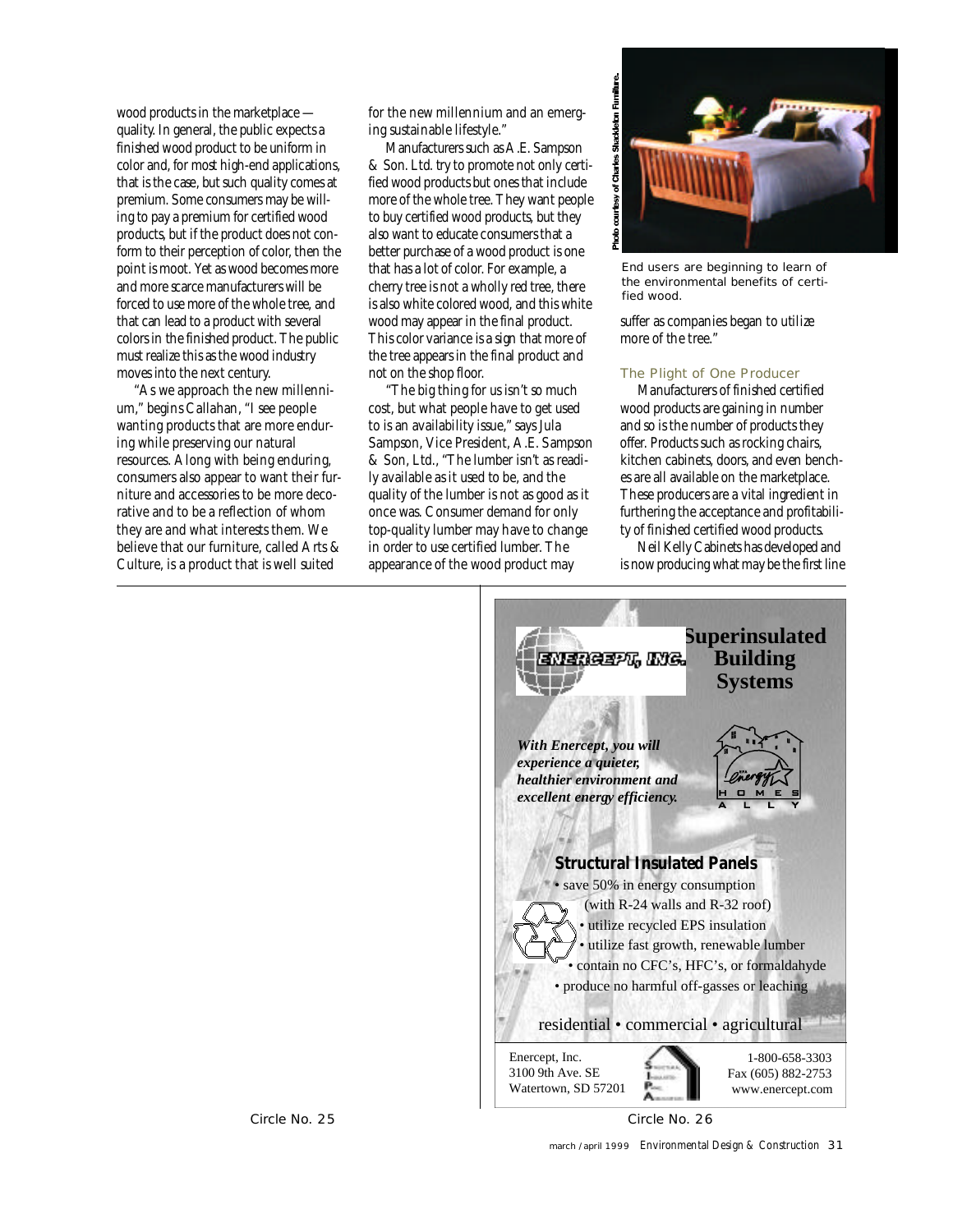wood products in the marketplace — quality. In general, the public expects a finished wood product to be uniform in color and, for most high-end applications, that is the case, but such quality comes at premium. Some consumers may be willing to pay a premium for certified wood products, but if the product does not conform to their perception of color, then the point is moot. Yet as wood becomes more and more scarce manufacturers will be forced to use more of the whole tree, and that can lead to a product with several colors in the finished product. The public must realize this as the wood industry moves into the next century.

"As we approach the new millennium," begins Callahan, "I see people wanting products that are more enduring while preserving our natural resources. Along with being enduring, consumers also appear to want their furniture and accessories to be more decorative and to be a reflection of whom they are and what interests them. We believe that our furniture, called Arts & Culture, is a product that is well suited for the new millennium and an emerging sustainable lifestyle."

Manufacturers such as A.E. Sampson & Son. Ltd. try to promote not only certified wood products but ones that include more of the whole tree. They want people to buy certified wood products, but they also want to educate consumers that a better purchase of a wood product is one that has a lot of color. For example, a cherry tree is not a wholly red tree, there is also white colored wood, and this white wood may appear in the final product. This color variance is a sign that more of the tree appears in the final product and not on the shop floor.

"The big thing for us isn't so much cost, but what people have to get used to is an availability issue," says Jula Sampson, Vice President, A.E. Sampson & Son, Ltd., "The lumber isn't as readily available as it used to be, and the quality of the lumber is not as good as it once was. Consumer demand for only top-quality lumber may have to change in order to use certified lumber. The appearance of the wood product may suffer as companies began to utilize more of the tree."

Photo courtesy of Charles Shackleton Furniture.

End users are beginning to learn of the environmental benefits of certified wood.

### The Plight of One Producer

Manufacturers of finished certified wood products are gaining in number and so is the number of products they offer. Products such as rocking chairs, kitchen cabinets, doors, and even benches are all available on the marketplace. These producers are a vital ingredient in furthering the acceptance and profitability of finished certified wood products.

Neil Kelly Cabinets has developed and is now producing what may be the first line

Circle No. 25

**ENERCEPT, INC.**

**Superinsulated Building Systems**

***With Enercept, you will experience a quieter, healthier environment and excellent energy efficiency.***

Energy Homes Ally

**Structural Insulated Panels**

- save 50% in energy consumption (with R-24 walls and R-32 roof)
- utilize recycled EPS insulation
- utilize fast growth, renewable lumber
- contain no CFC's, HFC's, or formaldahyde
- produce no harmful off-gasses or leaching

residential • commercial • agricultural

Enercept, Inc.
3100 9th Ave. SE
Watertown, SD 57201

1-800-658-3303
Fax (605) 882-2753
www.enercept.com

Circle No. 26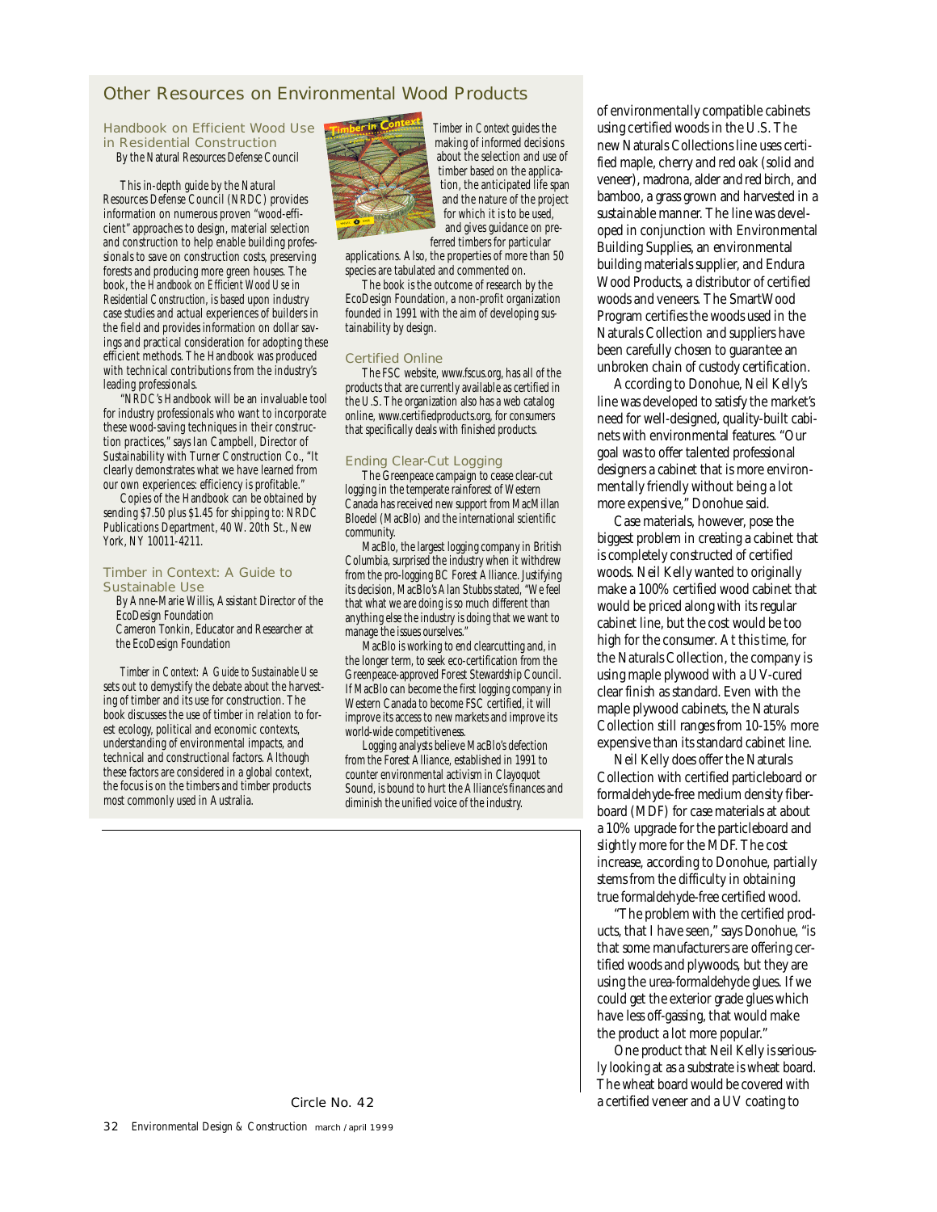## Other Resources on Environmental Wood Products

### Handbook on Efficient Wood Use in Residential Construction

By the Natural Resources Defense Council

This in-depth guide by the Natural Resources Defense Council (NRDC) provides information on numerous proven "wood-efficient" approaches to design, material selection and construction to help enable building professionals to save on construction costs, preserving forests and producing more green houses. The book, the *Handbook on Efficient Wood Use in Residential Construction*, is based upon industry case studies and actual experiences of builders in the field and provides information on dollar savings and practical consideration for adopting these efficient methods. The Handbook was produced with technical contributions from the industry's leading professionals.

"NRDC's Handbook will be an invaluable tool for industry professionals who want to incorporate these wood-saving techniques in their construction practices," says Ian Campbell, Director of Sustainability with Turner Construction Co., "It clearly demonstrates what we have learned from our own experiences: efficiency is profitable."

Copies of the Handbook can be obtained by sending $7.50 plus $1.45 for shipping to: NRDC Publications Department, 40 W. 20th St., New York, NY 10011-4211.

### Timber in Context: A Guide to Sustainable Use

By Anne-Marie Willis, Assistant Director of the EcoDesign Foundation
Cameron Tonkin, Educator and Researcher at the EcoDesign Foundation

*Timber in Context: A Guide to Sustainable Use* sets out to demystify the debate about the harvesting of timber and its use for construction. The book discusses the use of timber in relation to forest ecology, political and economic contexts, understanding of environmental impacts, and technical and constructional factors. Although these factors are considered in a global context, the focus is on the timbers and timber products most commonly used in Australia.

*Timber in Context* guides the making of informed decisions about the selection and use of timber based on the application, the anticipated life span and the nature of the project for which it is to be used, and gives guidance on preferred timbers for particular applications. Also, the properties of more than 50 species are tabulated and commented on.

The book is the outcome of research by the EcoDesign Foundation, a non-profit organization founded in 1991 with the aim of developing sustainability by design.

### Certified Online

The FSC website, www.fscus.org, has all of the products that are currently available as certified in the U.S. The organization also has a web catalog online, www.certifiedproducts.org, for consumers that specifically deals with finished products.

### Ending Clear-Cut Logging

The Greenpeace campaign to cease clear-cut logging in the temperate rainforest of Western Canada has received new support from MacMillan Bloedel (MacBlo) and the international scientific community.

MacBlo, the largest logging company in British Columbia, surprised the industry when it withdrew from the pro-logging BC Forest Alliance. Justifying its decision, MacBlo's Alan Stubbs stated, "We feel that what we are doing is so much different than anything else the industry is doing that we want to manage the issues ourselves."

MacBlo is working to end clearcutting and, in the longer term, to seek eco-certification from the Greenpeace-approved Forest Stewardship Council. If MacBlo can become the first logging company in Western Canada to become FSC certified, it will improve its access to new markets and improve its world-wide competitiveness.

Logging analysts believe MacBlo's defection from the Forest Alliance, established in 1991 to counter environmental activism in Clayoquot Sound, is bound to hurt the Alliance's finances and diminish the unified voice of the industry.

Circle No. 42

of environmentally compatible cabinets using certified woods in the U.S. The new Naturals Collections line uses certified maple, cherry and red oak (solid and veneer), madrona, alder and red birch, and bamboo, a grass grown and harvested in a sustainable manner. The line was developed in conjunction with Environmental Building Supplies, an environmental building materials supplier, and Endura Wood Products, a distributor of certified woods and veneers. The SmartWood Program certifies the woods used in the Naturals Collection and suppliers have been carefully chosen to guarantee an unbroken chain of custody certification.

According to Donohue, Neil Kelly's line was developed to satisfy the market's need for well-designed, quality-built cabinets with environmental features. "Our goal was to offer talented professional designers a cabinet that is more environmentally friendly without being a lot more expensive," Donohue said.

Case materials, however, pose the biggest problem in creating a cabinet that is completely constructed of certified woods. Neil Kelly wanted to originally make a 100% certified wood cabinet that would be priced along with its regular cabinet line, but the cost would be too high for the consumer. At this time, for the Naturals Collection, the company is using maple plywood with a UV-cured clear finish as standard. Even with the maple plywood cabinets, the Naturals Collection still ranges from 10-15% more expensive than its standard cabinet line.

Neil Kelly does offer the Naturals Collection with certified particleboard or formaldehyde-free medium density fiberboard (MDF) for case materials at about a 10% upgrade for the particleboard and slightly more for the MDF. The cost increase, according to Donohue, partially stems from the difficulty in obtaining true formaldehyde-free certified wood.

"The problem with the certified products, that I have seen," says Donohue, "is that some manufacturers are offering certified woods and plywoods, but they are using the urea-formaldehyde glues. If we could get the exterior grade glues which have less off-gassing, that would make the product a lot more popular."

One product that Neil Kelly is seriously looking at as a substrate is wheat board. The wheat board would be covered with a certified veneer and a UV coating to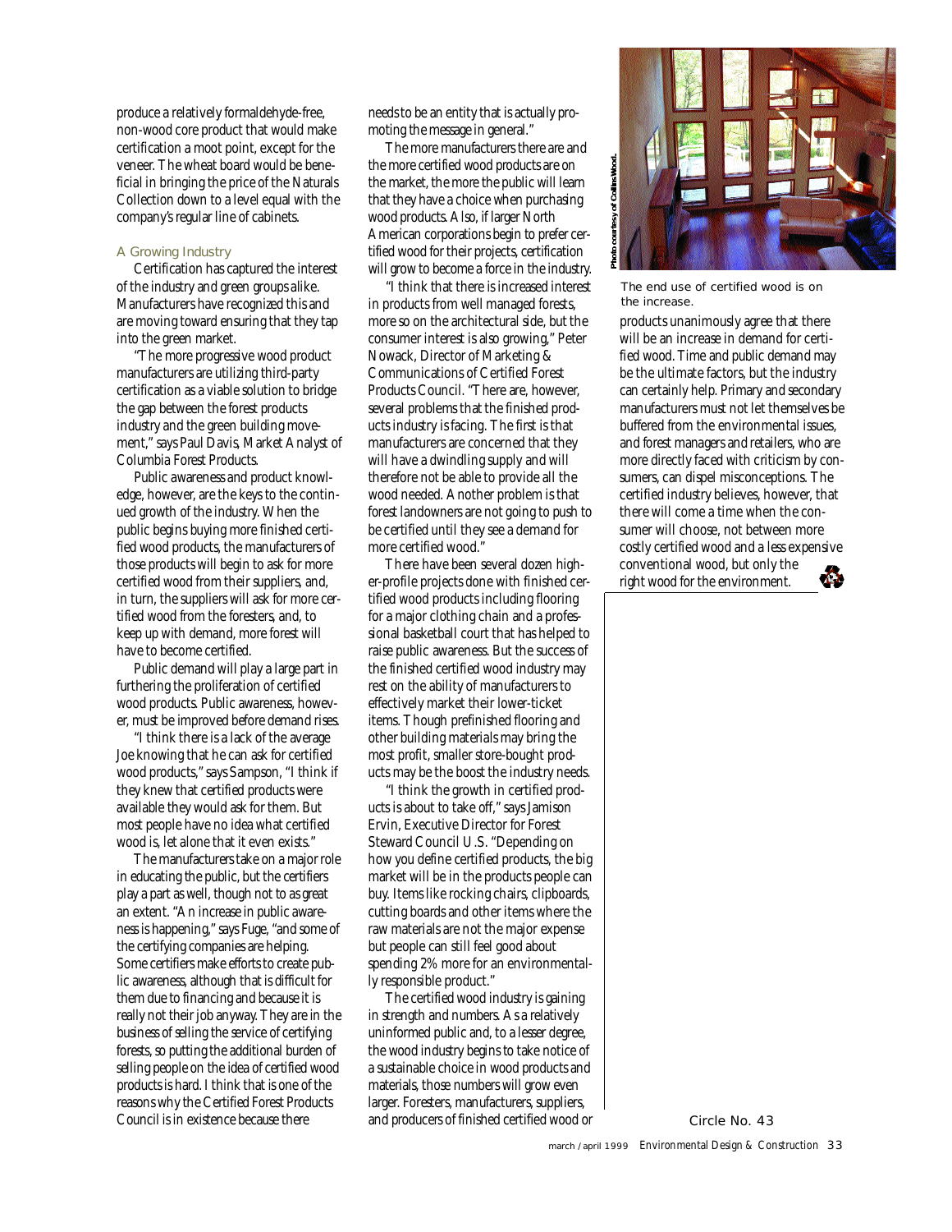produce a relatively formaldehyde-free, non-wood core product that would make certification a moot point, except for the veneer. The wheat board would be beneficial in bringing the price of the Naturals Collection down to a level equal with the company's regular line of cabinets.

### A Growing Industry

Certification has captured the interest of the industry and green groups alike. Manufacturers have recognized this and are moving toward ensuring that they tap into the green market.

"The more progressive wood product manufacturers are utilizing third-party certification as a viable solution to bridge the gap between the forest products industry and the green building movement," says Paul Davis, Market Analyst of Columbia Forest Products.

Public awareness and product knowledge, however, are the keys to the continued growth of the industry. When the public begins buying more finished certified wood products, the manufacturers of those products will begin to ask for more certified wood from their suppliers, and, in turn, the suppliers will ask for more certified wood from the foresters, and, to keep up with demand, more forest will have to become certified.

Public demand will play a large part in furthering the proliferation of certified wood products. Public awareness, however, must be improved before demand rises.

"I think there is a lack of the average Joe knowing that he can ask for certified wood products," says Sampson, "I think if they knew that certified products were available they would ask for them. But most people have no idea what certified wood is, let alone that it even exists."

The manufacturers take on a major role in educating the public, but the certifiers play a part as well, though not to as great an extent. "An increase in public awareness is happening," says Fuge, "and some of the certifying companies are helping. Some certifiers make efforts to create public awareness, although that is difficult for them due to financing and because it is really not their job anyway. They are in the business of selling the service of certifying forests, so putting the additional burden of selling people on the idea of certified wood products is hard. I think that is one of the reasons why the Certified Forest Products Council is in existence because there needs to be an entity that is actually promoting the message in general."

The more manufacturers there are and the more certified wood products are on the market, the more the public will learn that they have a choice when purchasing wood products. Also, if larger North American corporations begin to prefer certified wood for their projects, certification will grow to become a force in the industry.

"I think that there is increased interest in products from well managed forests, more so on the architectural side, but the consumer interest is also growing," Peter Nowack, Director of Marketing & Communications of Certified Forest Products Council. "There are, however, several problems that the finished products industry is facing. The first is that manufacturers are concerned that they will have a dwindling supply and will therefore not be able to provide all the wood needed. Another problem is that forest landowners are not going to push to be certified until they see a demand for more certified wood."

There have been several dozen higher-profile projects done with finished certified wood products including flooring for a major clothing chain and a professional basketball court that has helped to raise public awareness. But the success of the finished certified wood industry may rest on the ability of manufacturers to effectively market their lower-ticket items. Though prefinished flooring and other building materials may bring the most profit, smaller store-bought products may be the boost the industry needs.

"I think the growth in certified products is about to take off," says Jamison Ervin, Executive Director for Forest Steward Council U.S. "Depending on how you define certified products, the big market will be in the products people can buy. Items like rocking chairs, clipboards, cutting boards and other items where the raw materials are not the major expense but people can still feel good about spending 2% more for an environmentally responsible product."

The certified wood industry is gaining in strength and numbers. As a relatively uninformed public and, to a lesser degree, the wood industry begins to take notice of a sustainable choice in wood products and materials, those numbers will grow even larger. Foresters, manufacturers, suppliers, and producers of finished certified wood or products unanimously agree that there will be an increase in demand for certified wood. Time and public demand may be the ultimate factors, but the industry can certainly help. Primary and secondary manufacturers must not let themselves be buffered from the environmental issues, and forest managers and retailers, who are more directly faced with criticism by consumers, can dispel misconceptions. The certified industry believes, however, that there will come a time when the consumer will choose, not between more costly certified wood and a less expensive conventional wood, but only the right wood for the environment.

Photo courtesy of Collins Wood.

The end use of certified wood is on the increase.

Circle No. 43